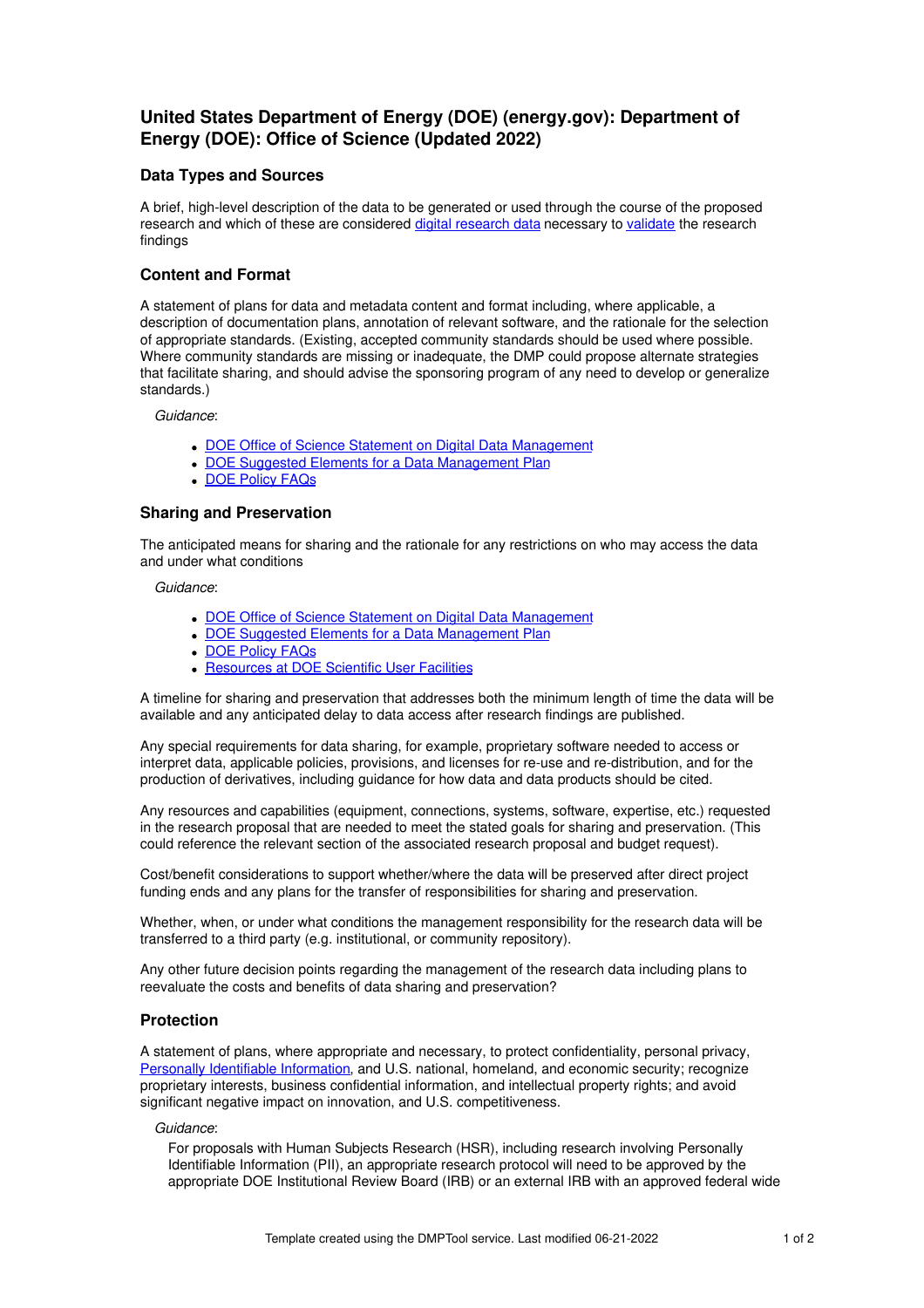# United States Department of Energy (DOE) (energy.gov): Department of Energy (DOE): Office of Science (Updated 2022)

## Data Types and Sources

A brief, high-level description of the data to be generated or used through the course of the proposed research and which of these are considered digital research data necessary to validate the research findings

## Content and Format

A statement of plans for data and metadata content and format including, where applicable, a description of documentation plans, annotation of relevant software, and the rationale for the selection of appropriate standards. (Existing, accepted community standards should be used where possible. Where community standards are missing or inadequate, the DMP could propose alternate strategies that facilitate sharing, and should advise the sponsoring program of any need to develop or generalize standards.)

*Guidance*:

- DOE Office of Science Statement on Digital Data Management
- DOE Suggested Elements for a Data Management Plan
- DOE Policy FAQs

## Sharing and Preservation

The anticipated means for sharing and the rationale for any restrictions on who may access the data and under what conditions

*Guidance*:

- DOE Office of Science Statement on Digital Data Management
- DOE Suggested Elements for a Data Management Plan
- DOE Policy FAQs
- Resources at DOE Scientific User Facilities

A timeline for sharing and preservation that addresses both the minimum length of time the data will be available and any anticipated delay to data access after research findings are published.

Any special requirements for data sharing, for example, proprietary software needed to access or interpret data, applicable policies, provisions, and licenses for re-use and re-distribution, and for the production of derivatives, including guidance for how data and data products should be cited.

Any resources and capabilities (equipment, connections, systems, software, expertise, etc.) requested in the research proposal that are needed to meet the stated goals for sharing and preservation. (This could reference the relevant section of the associated research proposal and budget request).

Cost/benefit considerations to support whether/where the data will be preserved after direct project funding ends and any plans for the transfer of responsibilities for sharing and preservation.

Whether, when, or under what conditions the management responsibility for the research data will be transferred to a third party (e.g. institutional, or community repository).

Any other future decision points regarding the management of the research data including plans to reevaluate the costs and benefits of data sharing and preservation?

## Protection

A statement of plans, where appropriate and necessary, to protect confidentiality, personal privacy, Personally Identifiable Information, and U.S. national, homeland, and economic security; recognize proprietary interests, business confidential information, and intellectual property rights; and avoid significant negative impact on innovation, and U.S. competitiveness.

*Guidance*:

For proposals with Human Subjects Research (HSR), including research involving Personally Identifiable Information (PII), an appropriate research protocol will need to be approved by the appropriate DOE Institutional Review Board (IRB) or an external IRB with an approved federal wide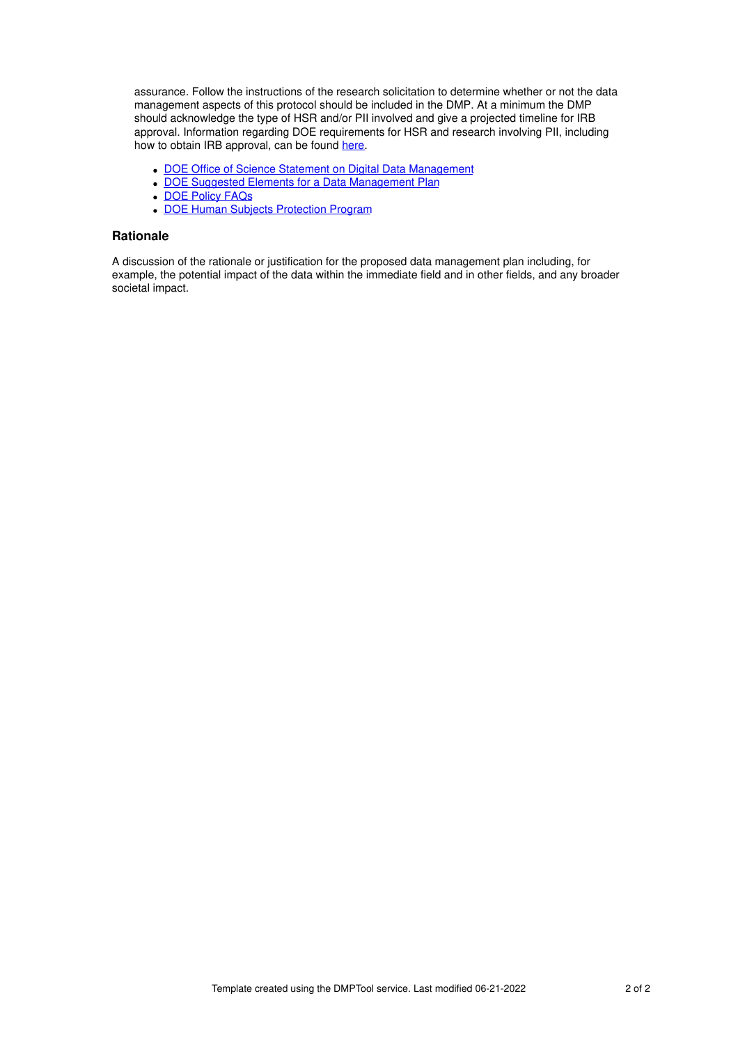assurance. Follow the instructions of the research solicitation to determine whether or not the data management aspects of this protocol should be included in the DMP. At a minimum the DMP should acknowledge the type of HSR and/or PII involved and give a projected timeline for IRB approval. Information regarding DOE requirements for HSR and research involving PII, including how to obtain IRB approval, can be found here.

- DOE Office of Science Statement on Digital Data Management
- DOE Suggested Elements for a Data Management Plan
- DOE Policy FAQs
- DOE Human Subjects Protection Program

### Rationale

A discussion of the rationale or justification for the proposed data management plan including, for example, the potential impact of the data within the immediate field and in other fields, and any broader societal impact.